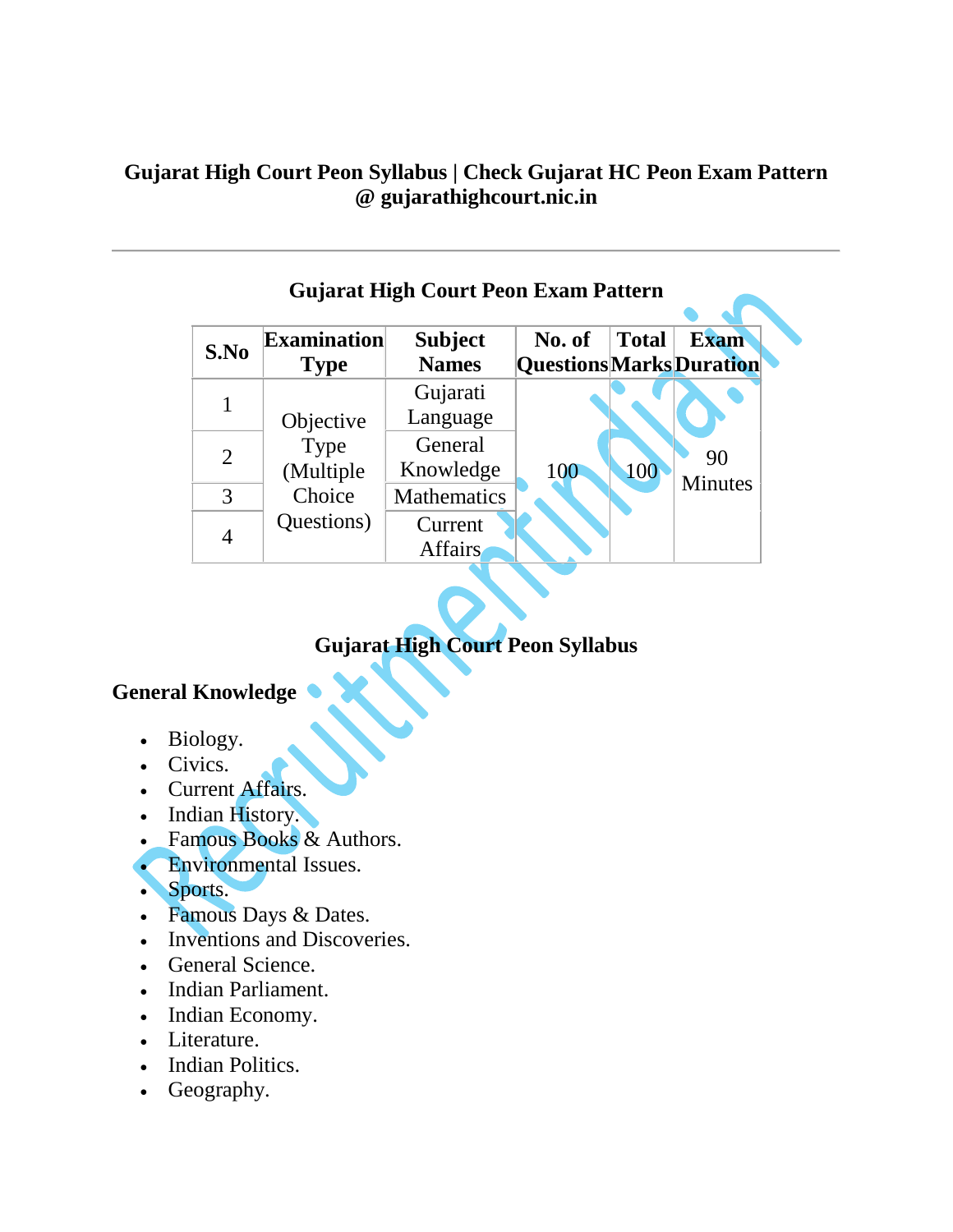# Gujarat High Court Peon Syllabus | Check Gujarat HC Peon Exam Pattern @ gujarathighcourt.nic.in

---

## Gujarat High Court Peon Exam Pattern

| S.No | Examination Type | Subject Names | No. of Questions | Total Marks | Exam Duration |
|---|---|---|---|---|---|
| 1 | Objective Type (Multiple Choice Questions) | Gujarati Language | 100 | 100 | 90 Minutes |
| 2 | | General Knowledge | | | |
| 3 | | Mathematics | | | |
| 4 | | Current Affairs | | | |

## Gujarat High Court Peon Syllabus

### General Knowledge

- Biology.
- Civics.
- Current Affairs.
- Indian History.
- Famous Books & Authors.
- Environmental Issues.
- Sports.
- Famous Days & Dates.
- Inventions and Discoveries.
- General Science.
- Indian Parliament.
- Indian Economy.
- Literature.
- Indian Politics.
- Geography.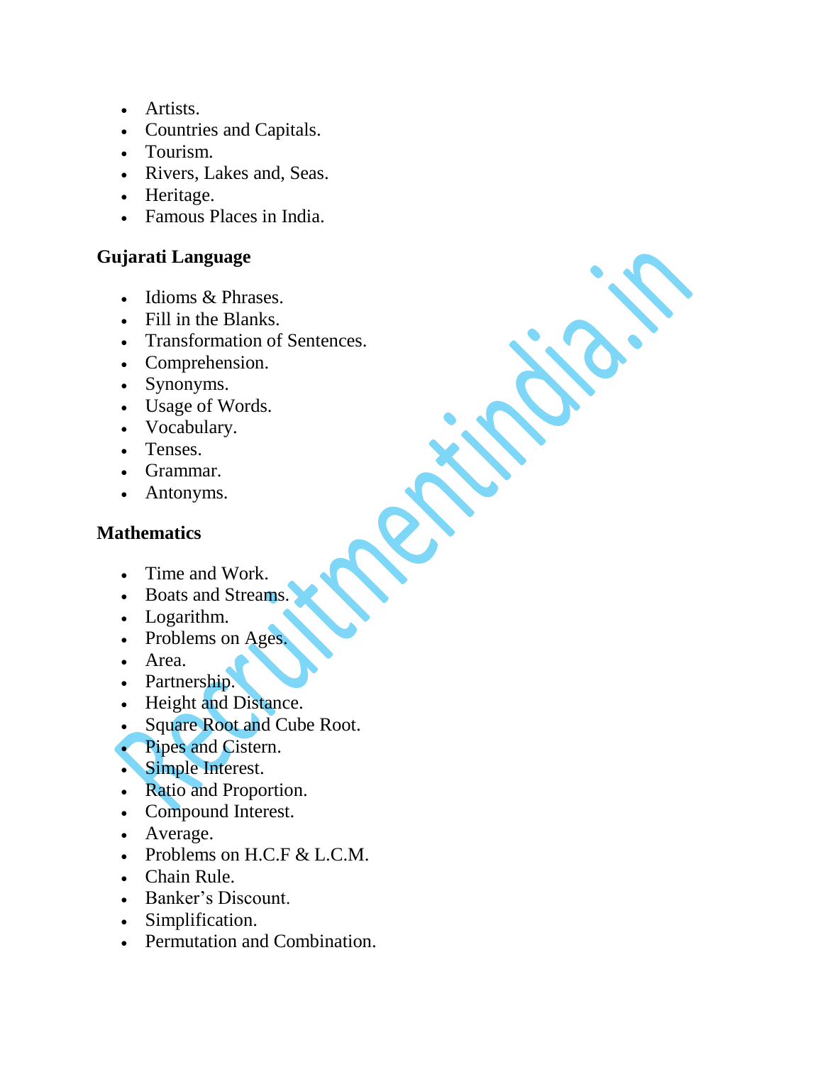- Artists.
- Countries and Capitals.
- Tourism.
- Rivers, Lakes and, Seas.
- Heritage.
- Famous Places in India.

**Gujarati Language**

- Idioms & Phrases.
- Fill in the Blanks.
- Transformation of Sentences.
- Comprehension.
- Synonyms.
- Usage of Words.
- Vocabulary.
- Tenses.
- Grammar.
- Antonyms.

**Mathematics**

- Time and Work.
- Boats and Streams.
- Logarithm.
- Problems on Ages.
- Area.
- Partnership.
- Height and Distance.
- Square Root and Cube Root.
- Pipes and Cistern.
- Simple Interest.
- Ratio and Proportion.
- Compound Interest.
- Average.
- Problems on H.C.F & L.C.M.
- Chain Rule.
- Banker's Discount.
- Simplification.
- Permutation and Combination.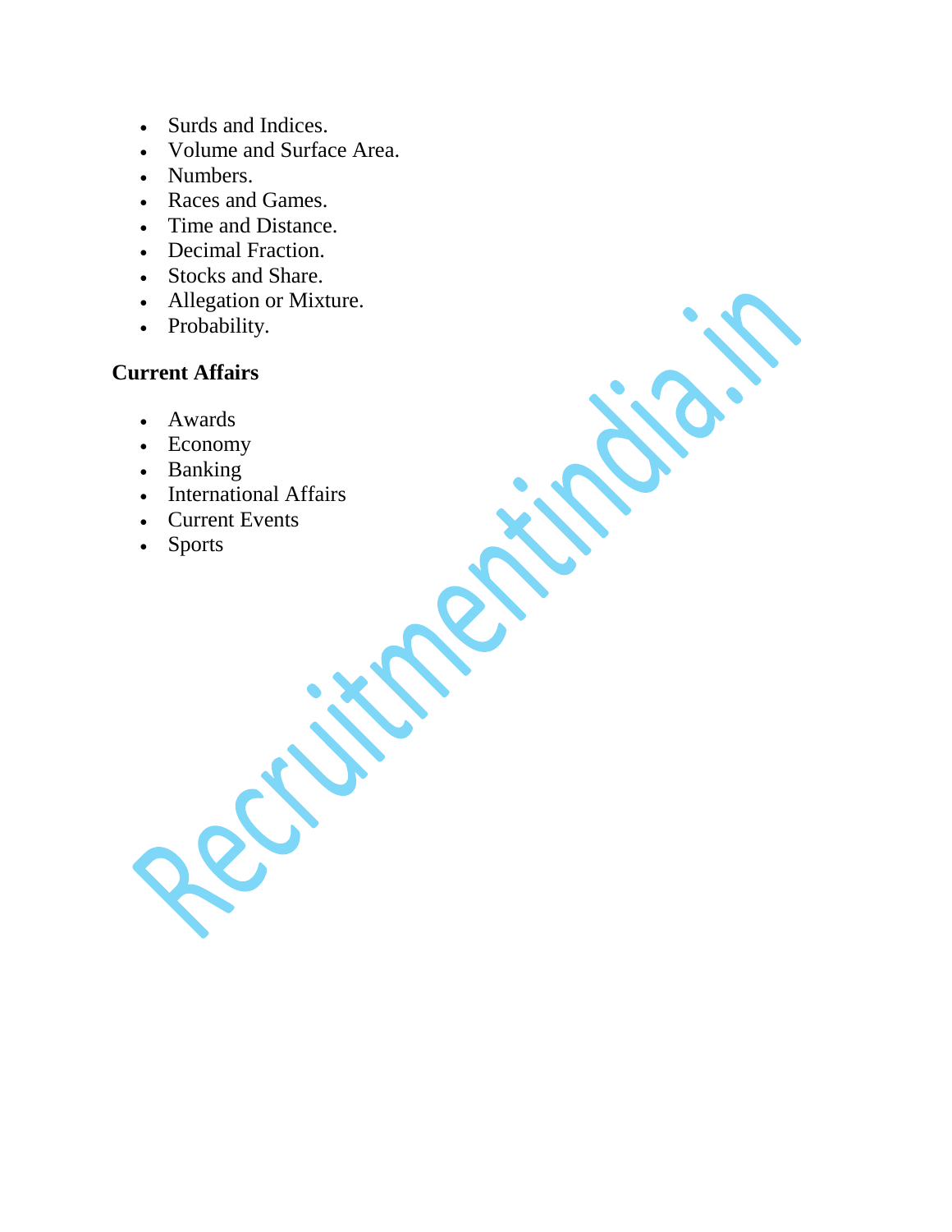- Surds and Indices.
- Volume and Surface Area.
- Numbers.
- Races and Games.
- Time and Distance.
- Decimal Fraction.
- Stocks and Share.
- Allegation or Mixture.
- Probability.

### Current Affairs

- Awards
- Economy
- Banking
- International Affairs
- Current Events
- Sports